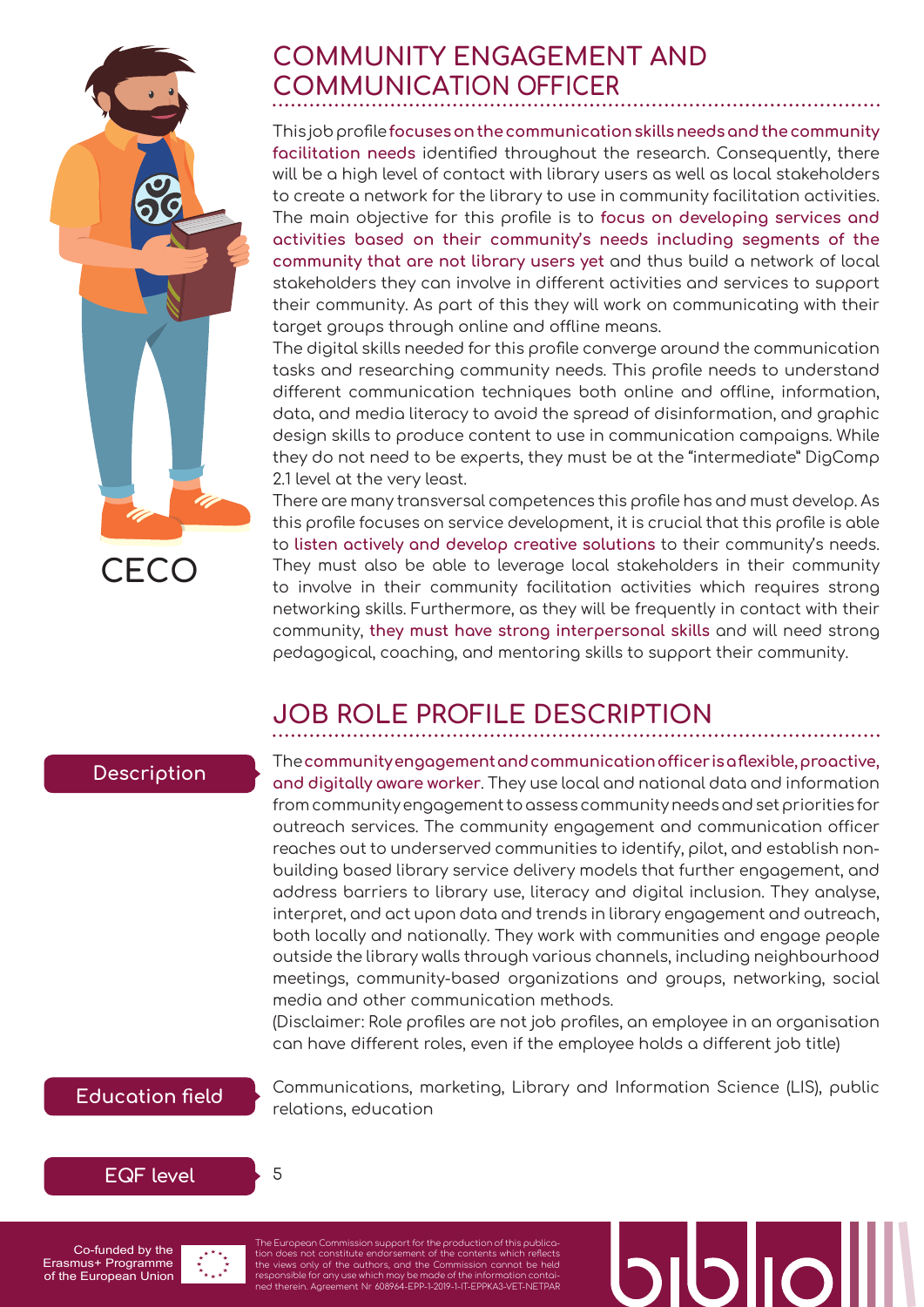CECO

# COMMUNITY ENGAGEMENT AND COMMUNICATION OFFICER

This job profile **focuses on the communication skills needs and the community facilitation needs** identified throughout the research. Consequently, there will be a high level of contact with library users as well as local stakeholders to create a network for the library to use in community facilitation activities. The main objective for this profile is to **focus on developing services and activities based on their community's needs including segments of the community that are not library users yet** and thus build a network of local stakeholders they can involve in different activities and services to support their community. As part of this they will work on communicating with their target groups through online and offline means.

The digital skills needed for this profile converge around the communication tasks and researching community needs. This profile needs to understand different communication techniques both online and offline, information, data, and media literacy to avoid the spread of disinformation, and graphic design skills to produce content to use in communication campaigns. While they do not need to be experts, they must be at the "intermediate" DigComp 2.1 level at the very least.

There are many transversal competences this profile has and must develop. As this profile focuses on service development, it is crucial that this profile is able to **listen actively and develop creative solutions** to their community's needs. They must also be able to leverage local stakeholders in their community to involve in their community facilitation activities which requires strong networking skills. Furthermore, as they will be frequently in contact with their community, **they must have strong interpersonal skills** and will need strong pedagogical, coaching, and mentoring skills to support their community.

# JOB ROLE PROFILE DESCRIPTION

**Description**

The **community engagement and communication officer is a flexible, proactive, and digitally aware worker**. They use local and national data and information from community engagement to assess community needs and set priorities for outreach services. The community engagement and communication officer reaches out to underserved communities to identify, pilot, and establish non-building based library service delivery models that further engagement, and address barriers to library use, literacy and digital inclusion. They analyse, interpret, and act upon data and trends in library engagement and outreach, both locally and nationally. They work with communities and engage people outside the library walls through various channels, including neighbourhood meetings, community-based organizations and groups, networking, social media and other communication methods.

(Disclaimer: Role profiles are not job profiles, an employee in an organisation can have different roles, even if the employee holds a different job title)

**Education field**

Communications, marketing, Library and Information Science (LIS), public relations, education

**EQF level**

5

Co-funded by the Erasmus+ Programme of the European Union

The European Commission support for the production of this publication does not constitute endorsement of the contents which reflects the views only of the authors, and the Commission cannot be held responsible for any use which may be made of the information contained therein. Agreement Nr 608964-EPP-1-2019-1-IT-EPPKA3-VET-NETPAR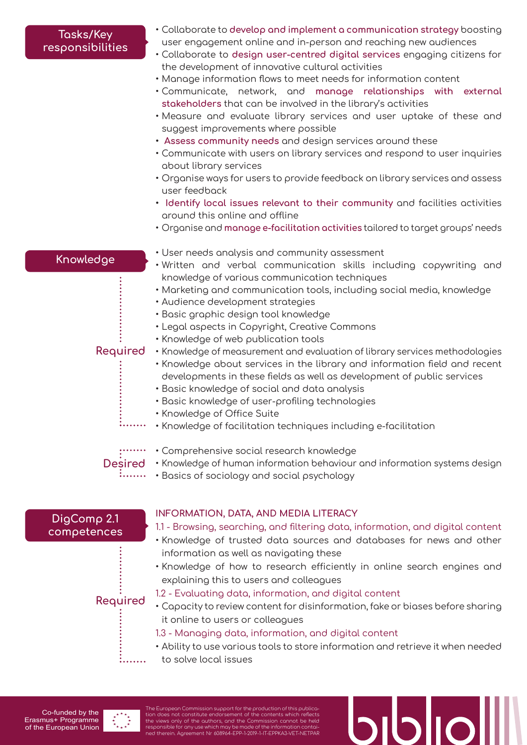## Tasks/Key responsibilities

- Collaborate to **develop and implement a communication strategy** boosting user engagement online and in-person and reaching new audiences
- Collaborate to **design user-centred digital services** engaging citizens for the development of innovative cultural activities
- Manage information flows to meet needs for information content
- Communicate, network, and **manage relationships with external stakeholders** that can be involved in the library's activities
- Measure and evaluate library services and user uptake of these and suggest improvements where possible
- **Assess community needs** and design services around these
- Communicate with users on library services and respond to user inquiries about library services
- Organise ways for users to provide feedback on library services and assess user feedback
- **Identify local issues relevant to their community** and facilities activities around this online and offline
- Organise and **manage e-facilitation activities** tailored to target groups' needs

## Knowledge

### Required

- User needs analysis and community assessment
- Written and verbal communication skills including copywriting and knowledge of various communication techniques
- Marketing and communication tools, including social media, knowledge
- Audience development strategies
- Basic graphic design tool knowledge
- Legal aspects in Copyright, Creative Commons
- Knowledge of web publication tools
- Knowledge of measurement and evaluation of library services methodologies
- Knowledge about services in the library and information field and recent developments in these fields as well as development of public services
- Basic knowledge of social and data analysis
- Basic knowledge of user-profiling technologies
- Knowledge of Office Suite
- Knowledge of facilitation techniques including e-facilitation

### Desired

- Comprehensive social research knowledge
- Knowledge of human information behaviour and information systems design
- Basics of sociology and social psychology

## DigComp 2.1 competences

### Required

INFORMATION, DATA, AND MEDIA LITERACY

1.1 - Browsing, searching, and filtering data, information, and digital content

- Knowledge of trusted data sources and databases for news and other information as well as navigating these
- Knowledge of how to research efficiently in online search engines and explaining this to users and colleagues

1.2 - Evaluating data, information, and digital content

- Capacity to review content for disinformation, fake or biases before sharing it online to users or colleagues

1.3 - Managing data, information, and digital content

- Ability to use various tools to store information and retrieve it when needed to solve local issues

Co-funded by the Erasmus+ Programme of the European Union

The European Commission support for the production of this publication does not constitute endorsement of the contents which reflects the views only of the authors, and the Commission cannot be held responsible for any use which may be made of the information contained therein. Agreement Nr 608964-EPP-1-2019-1-IT-EPPKA3-VET-NETPAR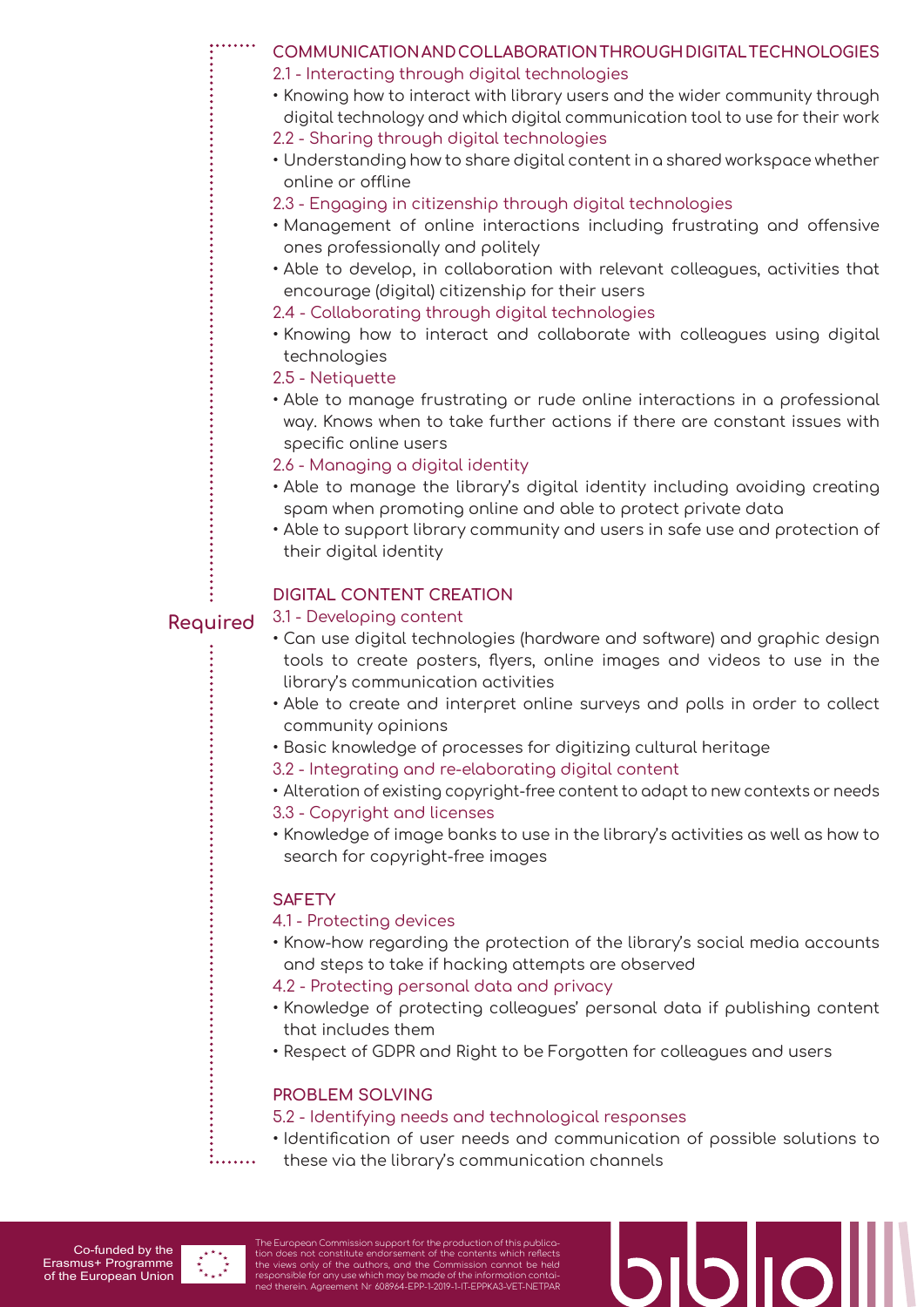**Required**

### COMMUNICATION AND COLLABORATION THROUGH DIGITAL TECHNOLOGIES

2.1 - Interacting through digital technologies

- Knowing how to interact with library users and the wider community through digital technology and which digital communication tool to use for their work

2.2 - Sharing through digital technologies

- Understanding how to share digital content in a shared workspace whether online or offline

2.3 - Engaging in citizenship through digital technologies

- Management of online interactions including frustrating and offensive ones professionally and politely
- Able to develop, in collaboration with relevant colleagues, activities that encourage (digital) citizenship for their users

2.4 - Collaborating through digital technologies

- Knowing how to interact and collaborate with colleagues using digital technologies

2.5 - Netiquette

- Able to manage frustrating or rude online interactions in a professional way. Knows when to take further actions if there are constant issues with specific online users

2.6 - Managing a digital identity

- Able to manage the library's digital identity including avoiding creating spam when promoting online and able to protect private data
- Able to support library community and users in safe use and protection of their digital identity

### DIGITAL CONTENT CREATION

3.1 - Developing content

- Can use digital technologies (hardware and software) and graphic design tools to create posters, flyers, online images and videos to use in the library's communication activities
- Able to create and interpret online surveys and polls in order to collect community opinions
- Basic knowledge of processes for digitizing cultural heritage

3.2 - Integrating and re-elaborating digital content

- Alteration of existing copyright-free content to adapt to new contexts or needs

3.3 - Copyright and licenses

- Knowledge of image banks to use in the library's activities as well as how to search for copyright-free images

### SAFETY

4.1 - Protecting devices

- Know-how regarding the protection of the library's social media accounts and steps to take if hacking attempts are observed

4.2 - Protecting personal data and privacy

- Knowledge of protecting colleagues' personal data if publishing content that includes them
- Respect of GDPR and Right to be Forgotten for colleagues and users

### PROBLEM SOLVING

5.2 - Identifying needs and technological responses

- Identification of user needs and communication of possible solutions to these via the library's communication channels

Co-funded by the Erasmus+ Programme of the European Union

The European Commission support for the production of this publication does not constitute endorsement of the contents which reflects the views only of the authors, and the Commission cannot be held responsible for any use which may be made of the information contained therein. Agreement Nr 608964-EPP-1-2019-1-IT-EPPKA3-VET-NETPAR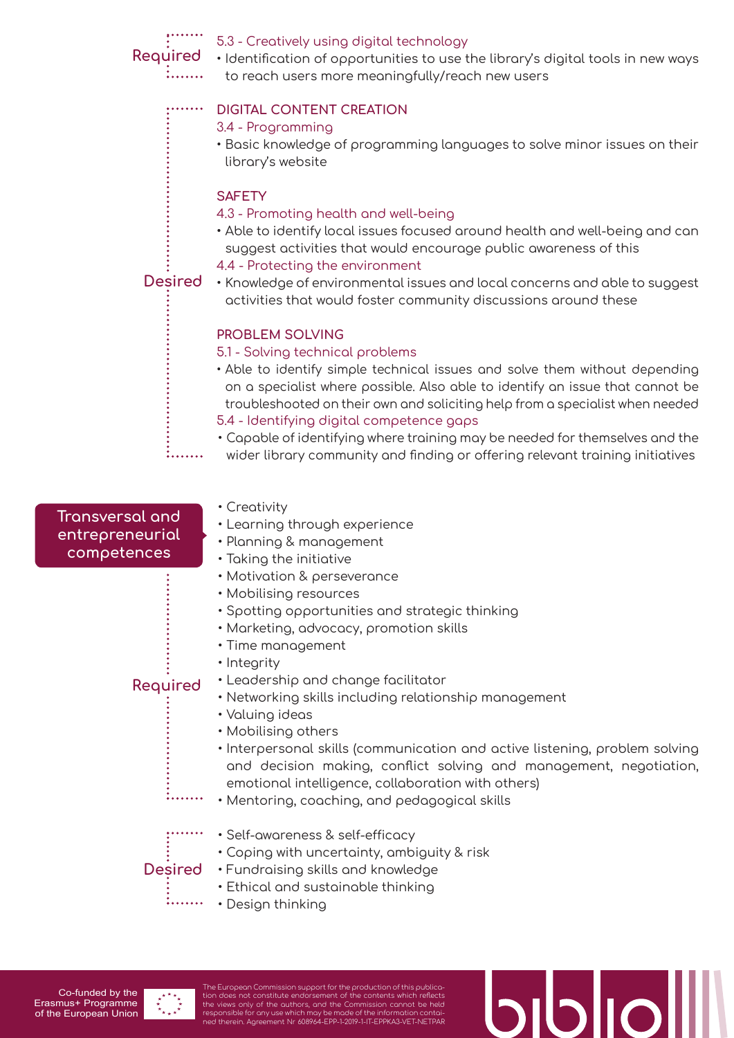**Required**

5.3 - Creatively using digital technology

- Identification of opportunities to use the library's digital tools in new ways to reach users more meaningfully/reach new users

**Desired**

DIGITAL CONTENT CREATION

3.4 - Programming

- Basic knowledge of programming languages to solve minor issues on their library's website

SAFETY

4.3 - Promoting health and well-being

- Able to identify local issues focused around health and well-being and can suggest activities that would encourage public awareness of this

4.4 - Protecting the environment

- Knowledge of environmental issues and local concerns and able to suggest activities that would foster community discussions around these

PROBLEM SOLVING

5.1 - Solving technical problems

- Able to identify simple technical issues and solve them without depending on a specialist where possible. Also able to identify an issue that cannot be troubleshooted on their own and soliciting help from a specialist when needed

5.4 - Identifying digital competence gaps

- Capable of identifying where training may be needed for themselves and the wider library community and finding or offering relevant training initiatives

## Transversal and entrepreneurial competences

**Required**

- Creativity
- Learning through experience
- Planning & management
- Taking the initiative
- Motivation & perseverance
- Mobilising resources
- Spotting opportunities and strategic thinking
- Marketing, advocacy, promotion skills
- Time management
- Integrity
- Leadership and change facilitator
- Networking skills including relationship management
- Valuing ideas
- Mobilising others
- Interpersonal skills (communication and active listening, problem solving and decision making, conflict solving and management, negotiation, emotional intelligence, collaboration with others)
- Mentoring, coaching, and pedagogical skills

**Desired**

- Self-awareness & self-efficacy
- Coping with uncertainty, ambiguity & risk
- Fundraising skills and knowledge
- Ethical and sustainable thinking
- Design thinking

Co-funded by the Erasmus+ Programme of the European Union

The European Commission support for the production of this publication does not constitute endorsement of the contents which reflects the views only of the authors, and the Commission cannot be held responsible for any use which may be made of the information contained therein. Agreement Nr 608964-EPP-1-2019-1-IT-EPPKA3-VET-NETPAR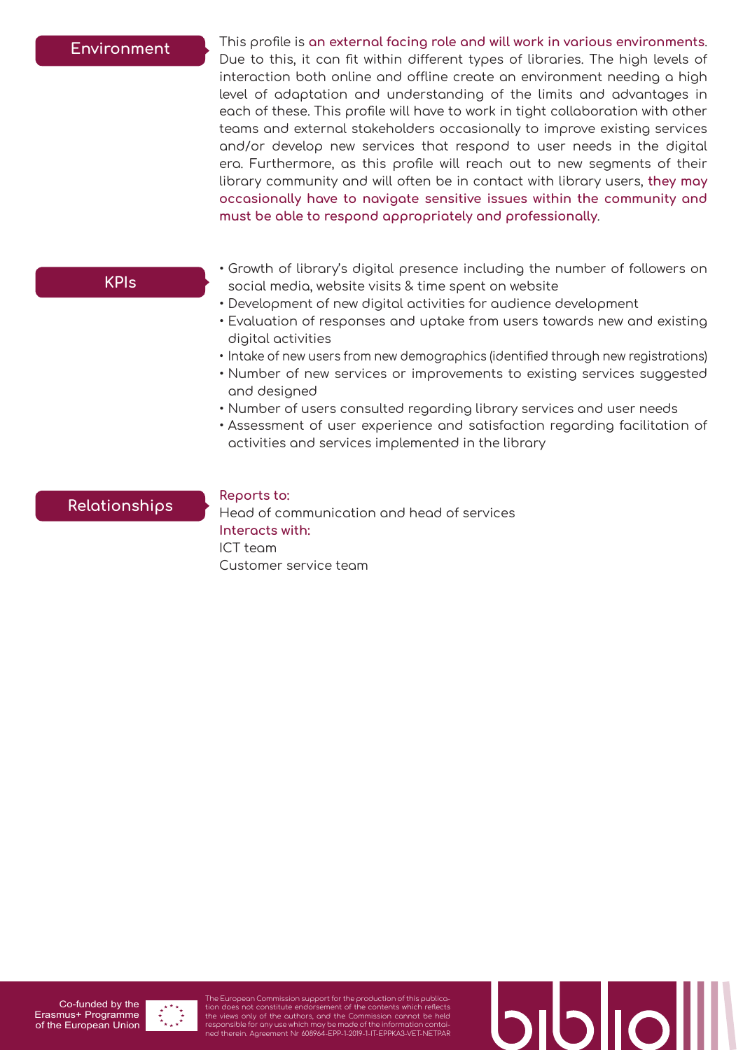## Environment

This profile is **an external facing role and will work in various environments**. Due to this, it can fit within different types of libraries. The high levels of interaction both online and offline create an environment needing a high level of adaptation and understanding of the limits and advantages in each of these. This profile will have to work in tight collaboration with other teams and external stakeholders occasionally to improve existing services and/or develop new services that respond to user needs in the digital era. Furthermore, as this profile will reach out to new segments of their library community and will often be in contact with library users, **they may occasionally have to navigate sensitive issues within the community and must be able to respond appropriately and professionally**.

## KPIs

- Growth of library's digital presence including the number of followers on social media, website visits & time spent on website
- Development of new digital activities for audience development
- Evaluation of responses and uptake from users towards new and existing digital activities
- Intake of new users from new demographics (identified through new registrations)
- Number of new services or improvements to existing services suggested and designed
- Number of users consulted regarding library services and user needs
- Assessment of user experience and satisfaction regarding facilitation of activities and services implemented in the library

## Relationships

**Reports to:**
Head of communication and head of services
**Interacts with:**
ICT team
Customer service team

Co-funded by the Erasmus+ Programme of the European Union

The European Commission support for the production of this publication does not constitute endorsement of the contents which reflects the views only of the authors, and the Commission cannot be held responsible for any use which may be made of the information contained therein. Agreement Nr 608964-EPP-1-2019-1-IT-EPPKA3-VET-NETPAR